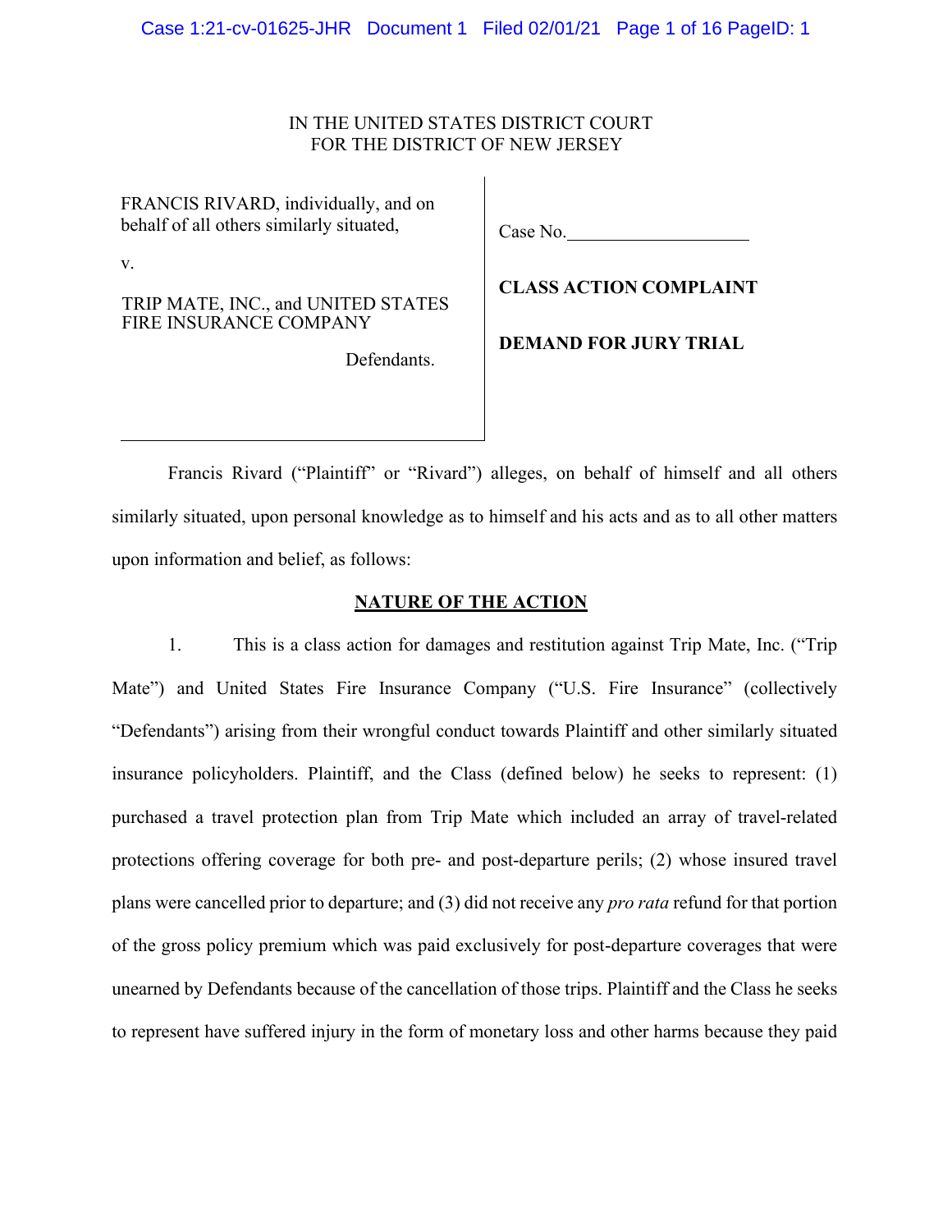IN THE UNITED STATES DISTRICT COURT
FOR THE DISTRICT OF NEW JERSEY

| | |
|---|---|
| FRANCIS RIVARD, individually, and on behalf of all others similarly situated, | Case No.____________________ |
| v. | **CLASS ACTION COMPLAINT** |
| TRIP MATE, INC., and UNITED STATES FIRE INSURANCE COMPANY | **DEMAND FOR JURY TRIAL** |
| Defendants. | |

Francis Rivard ("Plaintiff" or "Rivard") alleges, on behalf of himself and all others similarly situated, upon personal knowledge as to himself and his acts and as to all other matters upon information and belief, as follows:

## NATURE OF THE ACTION

1. This is a class action for damages and restitution against Trip Mate, Inc. ("Trip Mate") and United States Fire Insurance Company ("U.S. Fire Insurance" (collectively "Defendants") arising from their wrongful conduct towards Plaintiff and other similarly situated insurance policyholders. Plaintiff, and the Class (defined below) he seeks to represent: (1) purchased a travel protection plan from Trip Mate which included an array of travel-related protections offering coverage for both pre- and post-departure perils; (2) whose insured travel plans were cancelled prior to departure; and (3) did not receive any *pro rata* refund for that portion of the gross policy premium which was paid exclusively for post-departure coverages that were unearned by Defendants because of the cancellation of those trips. Plaintiff and the Class he seeks to represent have suffered injury in the form of monetary loss and other harms because they paid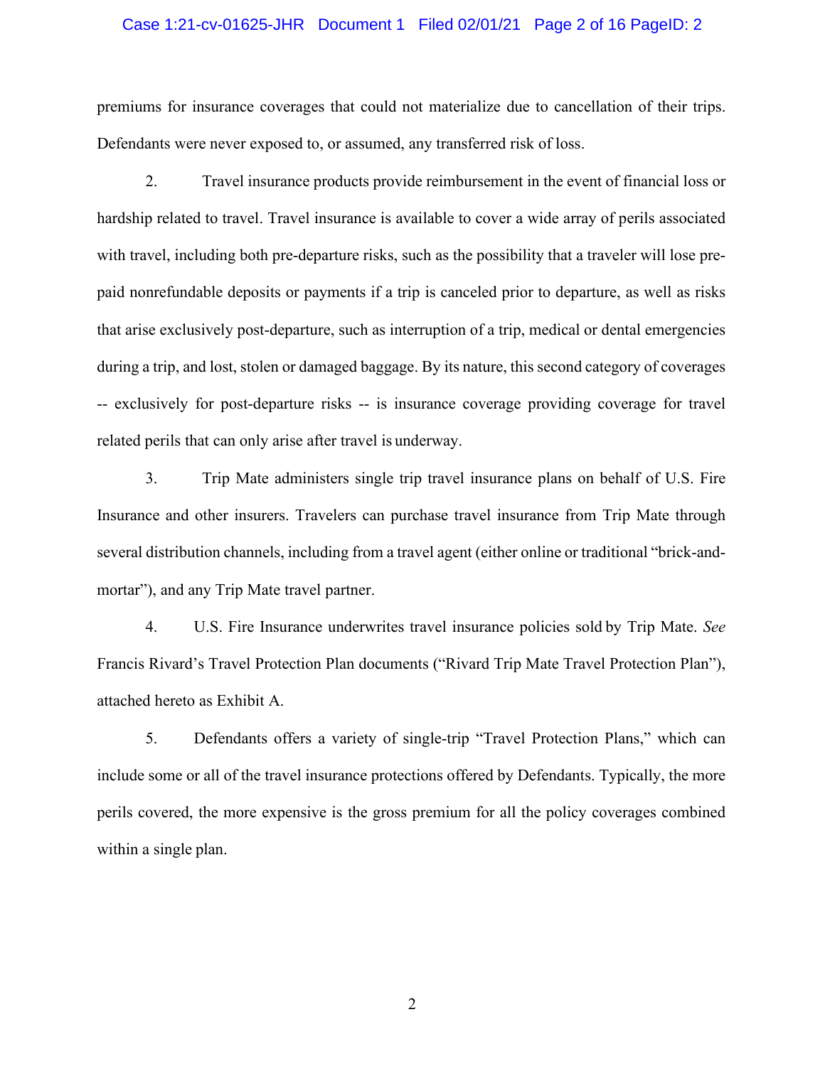premiums for insurance coverages that could not materialize due to cancellation of their trips. Defendants were never exposed to, or assumed, any transferred risk of loss.

2. Travel insurance products provide reimbursement in the event of financial loss or hardship related to travel. Travel insurance is available to cover a wide array of perils associated with travel, including both pre-departure risks, such as the possibility that a traveler will lose pre-paid nonrefundable deposits or payments if a trip is canceled prior to departure, as well as risks that arise exclusively post-departure, such as interruption of a trip, medical or dental emergencies during a trip, and lost, stolen or damaged baggage. By its nature, this second category of coverages -- exclusively for post-departure risks -- is insurance coverage providing coverage for travel related perils that can only arise after travel is underway.

3. Trip Mate administers single trip travel insurance plans on behalf of U.S. Fire Insurance and other insurers. Travelers can purchase travel insurance from Trip Mate through several distribution channels, including from a travel agent (either online or traditional "brick-and-mortar"), and any Trip Mate travel partner.

4. U.S. Fire Insurance underwrites travel insurance policies sold by Trip Mate. *See* Francis Rivard's Travel Protection Plan documents ("Rivard Trip Mate Travel Protection Plan"), attached hereto as Exhibit A.

5. Defendants offers a variety of single-trip "Travel Protection Plans," which can include some or all of the travel insurance protections offered by Defendants. Typically, the more perils covered, the more expensive is the gross premium for all the policy coverages combined within a single plan.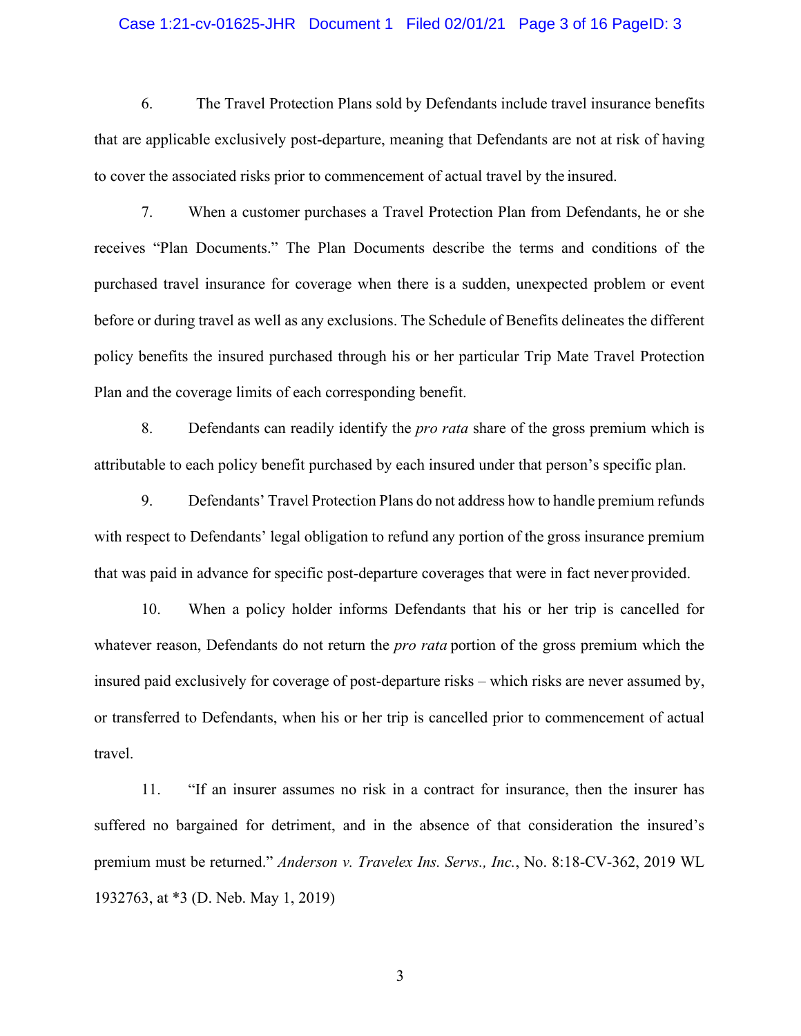6. The Travel Protection Plans sold by Defendants include travel insurance benefits that are applicable exclusively post-departure, meaning that Defendants are not at risk of having to cover the associated risks prior to commencement of actual travel by the insured.

7. When a customer purchases a Travel Protection Plan from Defendants, he or she receives "Plan Documents." The Plan Documents describe the terms and conditions of the purchased travel insurance for coverage when there is a sudden, unexpected problem or event before or during travel as well as any exclusions. The Schedule of Benefits delineates the different policy benefits the insured purchased through his or her particular Trip Mate Travel Protection Plan and the coverage limits of each corresponding benefit.

8. Defendants can readily identify the *pro rata* share of the gross premium which is attributable to each policy benefit purchased by each insured under that person's specific plan.

9. Defendants' Travel Protection Plans do not address how to handle premium refunds with respect to Defendants' legal obligation to refund any portion of the gross insurance premium that was paid in advance for specific post-departure coverages that were in fact never provided.

10. When a policy holder informs Defendants that his or her trip is cancelled for whatever reason, Defendants do not return the *pro rata* portion of the gross premium which the insured paid exclusively for coverage of post-departure risks – which risks are never assumed by, or transferred to Defendants, when his or her trip is cancelled prior to commencement of actual travel.

11. "If an insurer assumes no risk in a contract for insurance, then the insurer has suffered no bargained for detriment, and in the absence of that consideration the insured's premium must be returned." *Anderson v. Travelex Ins. Servs., Inc.*, No. 8:18-CV-362, 2019 WL 1932763, at *3 (D. Neb. May 1, 2019)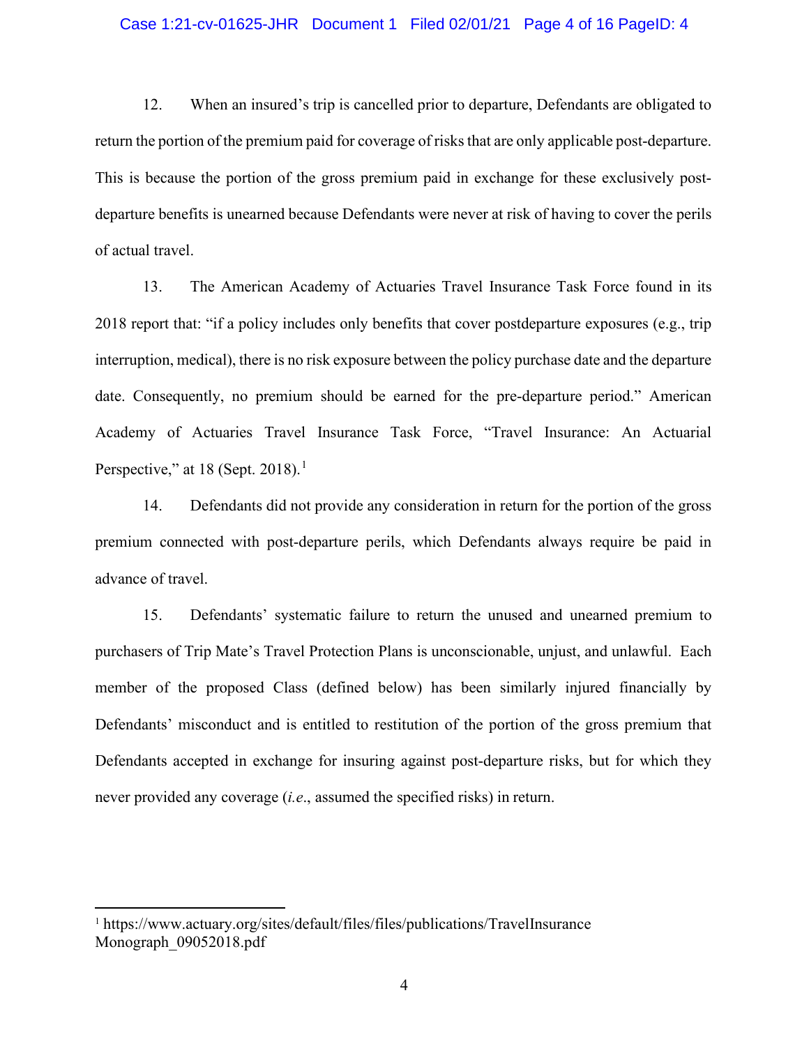12. When an insured's trip is cancelled prior to departure, Defendants are obligated to return the portion of the premium paid for coverage of risks that are only applicable post-departure. This is because the portion of the gross premium paid in exchange for these exclusively post-departure benefits is unearned because Defendants were never at risk of having to cover the perils of actual travel.

13. The American Academy of Actuaries Travel Insurance Task Force found in its 2018 report that: "if a policy includes only benefits that cover postdeparture exposures (e.g., trip interruption, medical), there is no risk exposure between the policy purchase date and the departure date. Consequently, no premium should be earned for the pre-departure period." American Academy of Actuaries Travel Insurance Task Force, "Travel Insurance: An Actuarial Perspective," at 18 (Sept. 2018).[1]

14. Defendants did not provide any consideration in return for the portion of the gross premium connected with post-departure perils, which Defendants always require be paid in advance of travel.

15. Defendants' systematic failure to return the unused and unearned premium to purchasers of Trip Mate's Travel Protection Plans is unconscionable, unjust, and unlawful. Each member of the proposed Class (defined below) has been similarly injured financially by Defendants' misconduct and is entitled to restitution of the portion of the gross premium that Defendants accepted in exchange for insuring against post-departure risks, but for which they never provided any coverage (*i.e.*, assumed the specified risks) in return.

---

[1] https://www.actuary.org/sites/default/files/files/publications/TravelInsurance Monograph_09052018.pdf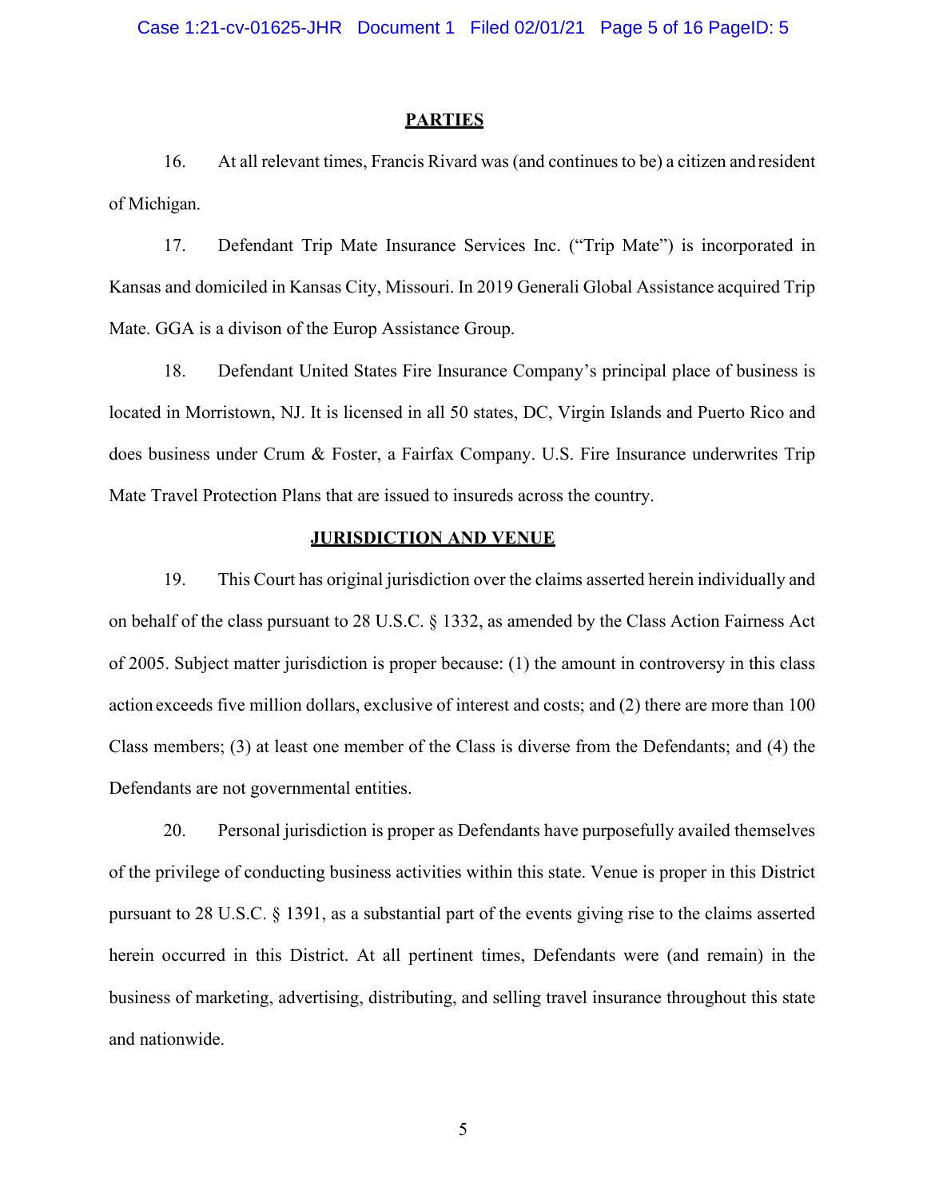## PARTIES

16. At all relevant times, Francis Rivard was (and continues to be) a citizen and resident of Michigan.

17. Defendant Trip Mate Insurance Services Inc. ("Trip Mate") is incorporated in Kansas and domiciled in Kansas City, Missouri. In 2019 Generali Global Assistance acquired Trip Mate. GGA is a divison of the Europ Assistance Group.

18. Defendant United States Fire Insurance Company's principal place of business is located in Morristown, NJ. It is licensed in all 50 states, DC, Virgin Islands and Puerto Rico and does business under Crum & Foster, a Fairfax Company. U.S. Fire Insurance underwrites Trip Mate Travel Protection Plans that are issued to insureds across the country.

## JURISDICTION AND VENUE

19. This Court has original jurisdiction over the claims asserted herein individually and on behalf of the class pursuant to 28 U.S.C. § 1332, as amended by the Class Action Fairness Act of 2005. Subject matter jurisdiction is proper because: (1) the amount in controversy in this class action exceeds five million dollars, exclusive of interest and costs; and (2) there are more than 100 Class members; (3) at least one member of the Class is diverse from the Defendants; and (4) the Defendants are not governmental entities.

20. Personal jurisdiction is proper as Defendants have purposefully availed themselves of the privilege of conducting business activities within this state. Venue is proper in this District pursuant to 28 U.S.C. § 1391, as a substantial part of the events giving rise to the claims asserted herein occurred in this District. At all pertinent times, Defendants were (and remain) in the business of marketing, advertising, distributing, and selling travel insurance throughout this state and nationwide.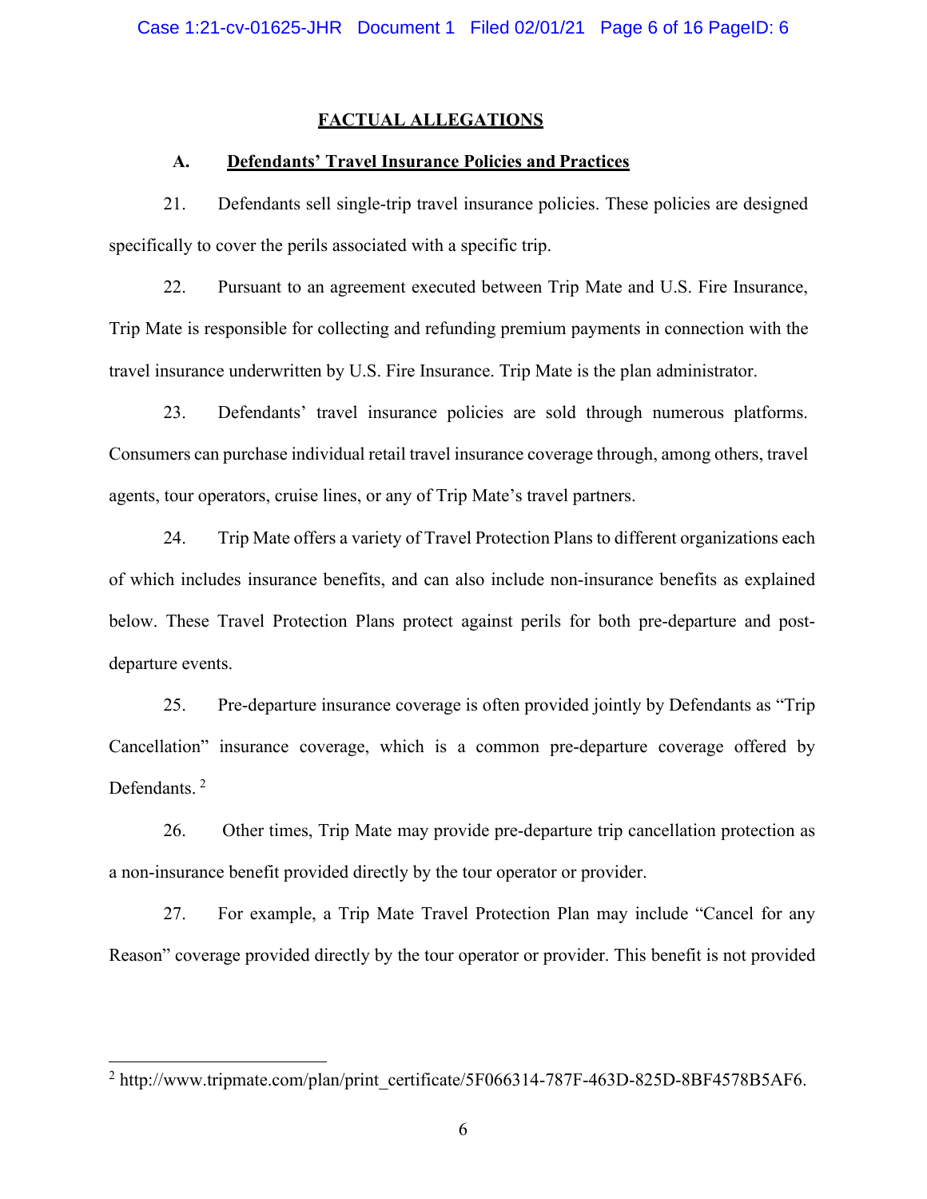## FACTUAL ALLEGATIONS

### A. Defendants' Travel Insurance Policies and Practices

21. Defendants sell single-trip travel insurance policies. These policies are designed specifically to cover the perils associated with a specific trip.

22. Pursuant to an agreement executed between Trip Mate and U.S. Fire Insurance, Trip Mate is responsible for collecting and refunding premium payments in connection with the travel insurance underwritten by U.S. Fire Insurance. Trip Mate is the plan administrator.

23. Defendants' travel insurance policies are sold through numerous platforms. Consumers can purchase individual retail travel insurance coverage through, among others, travel agents, tour operators, cruise lines, or any of Trip Mate's travel partners.

24. Trip Mate offers a variety of Travel Protection Plans to different organizations each of which includes insurance benefits, and can also include non-insurance benefits as explained below. These Travel Protection Plans protect against perils for both pre-departure and post-departure events.

25. Pre-departure insurance coverage is often provided jointly by Defendants as "Trip Cancellation" insurance coverage, which is a common pre-departure coverage offered by Defendants. [2]

26. Other times, Trip Mate may provide pre-departure trip cancellation protection as a non-insurance benefit provided directly by the tour operator or provider.

27. For example, a Trip Mate Travel Protection Plan may include "Cancel for any Reason" coverage provided directly by the tour operator or provider. This benefit is not provided

---

[2] http://www.tripmate.com/plan/print_certificate/5F066314-787F-463D-825D-8BF4578B5AF6.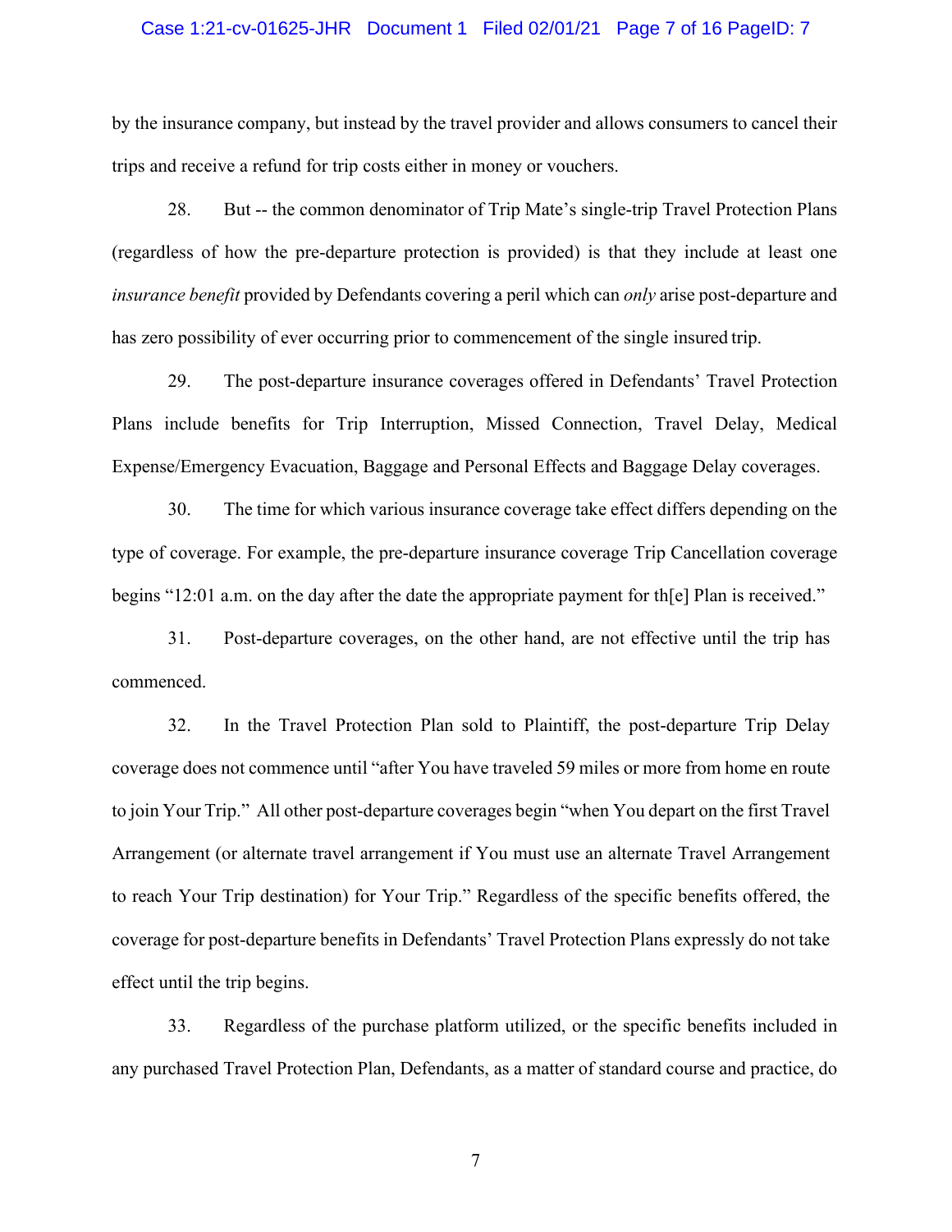by the insurance company, but instead by the travel provider and allows consumers to cancel their trips and receive a refund for trip costs either in money or vouchers.

28. But -- the common denominator of Trip Mate's single-trip Travel Protection Plans (regardless of how the pre-departure protection is provided) is that they include at least one *insurance benefit* provided by Defendants covering a peril which can *only* arise post-departure and has zero possibility of ever occurring prior to commencement of the single insured trip.

29. The post-departure insurance coverages offered in Defendants' Travel Protection Plans include benefits for Trip Interruption, Missed Connection, Travel Delay, Medical Expense/Emergency Evacuation, Baggage and Personal Effects and Baggage Delay coverages.

30. The time for which various insurance coverage take effect differs depending on the type of coverage. For example, the pre-departure insurance coverage Trip Cancellation coverage begins "12:01 a.m. on the day after the date the appropriate payment for th[e] Plan is received."

31. Post-departure coverages, on the other hand, are not effective until the trip has commenced.

32. In the Travel Protection Plan sold to Plaintiff, the post-departure Trip Delay coverage does not commence until "after You have traveled 59 miles or more from home en route to join Your Trip." All other post-departure coverages begin "when You depart on the first Travel Arrangement (or alternate travel arrangement if You must use an alternate Travel Arrangement to reach Your Trip destination) for Your Trip." Regardless of the specific benefits offered, the coverage for post-departure benefits in Defendants' Travel Protection Plans expressly do not take effect until the trip begins.

33. Regardless of the purchase platform utilized, or the specific benefits included in any purchased Travel Protection Plan, Defendants, as a matter of standard course and practice, do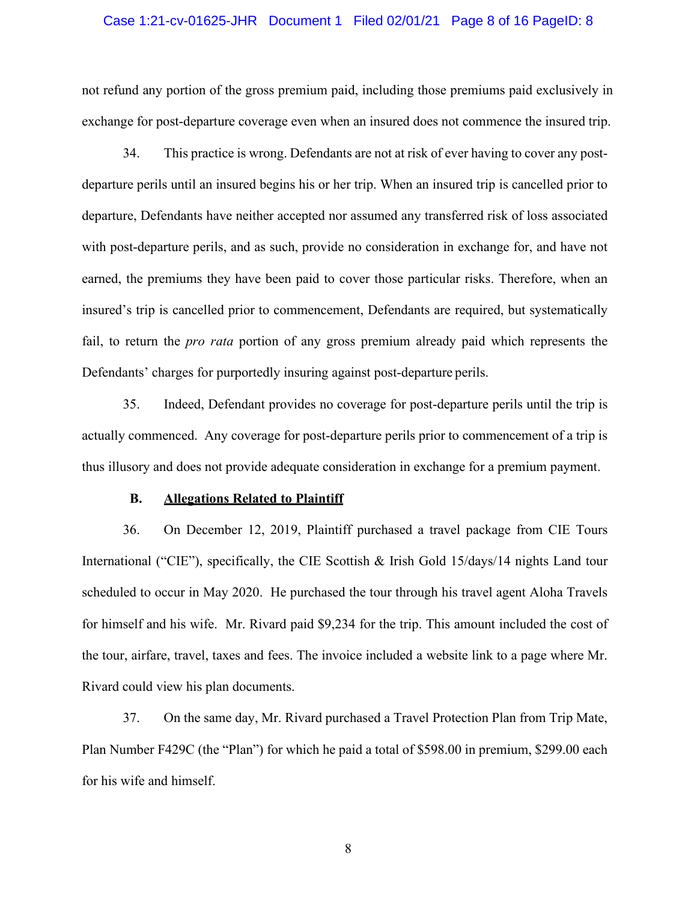not refund any portion of the gross premium paid, including those premiums paid exclusively in exchange for post-departure coverage even when an insured does not commence the insured trip.

34. This practice is wrong. Defendants are not at risk of ever having to cover any post-departure perils until an insured begins his or her trip. When an insured trip is cancelled prior to departure, Defendants have neither accepted nor assumed any transferred risk of loss associated with post-departure perils, and as such, provide no consideration in exchange for, and have not earned, the premiums they have been paid to cover those particular risks. Therefore, when an insured's trip is cancelled prior to commencement, Defendants are required, but systematically fail, to return the *pro rata* portion of any gross premium already paid which represents the Defendants' charges for purportedly insuring against post-departure perils.

35. Indeed, Defendant provides no coverage for post-departure perils until the trip is actually commenced. Any coverage for post-departure perils prior to commencement of a trip is thus illusory and does not provide adequate consideration in exchange for a premium payment.

**B. Allegations Related to Plaintiff**

36. On December 12, 2019, Plaintiff purchased a travel package from CIE Tours International ("CIE"), specifically, the CIE Scottish & Irish Gold 15/days/14 nights Land tour scheduled to occur in May 2020. He purchased the tour through his travel agent Aloha Travels for himself and his wife. Mr. Rivard paid $9,234 for the trip. This amount included the cost of the tour, airfare, travel, taxes and fees. The invoice included a website link to a page where Mr. Rivard could view his plan documents.

37. On the same day, Mr. Rivard purchased a Travel Protection Plan from Trip Mate, Plan Number F429C (the "Plan") for which he paid a total of $598.00 in premium, $299.00 each for his wife and himself.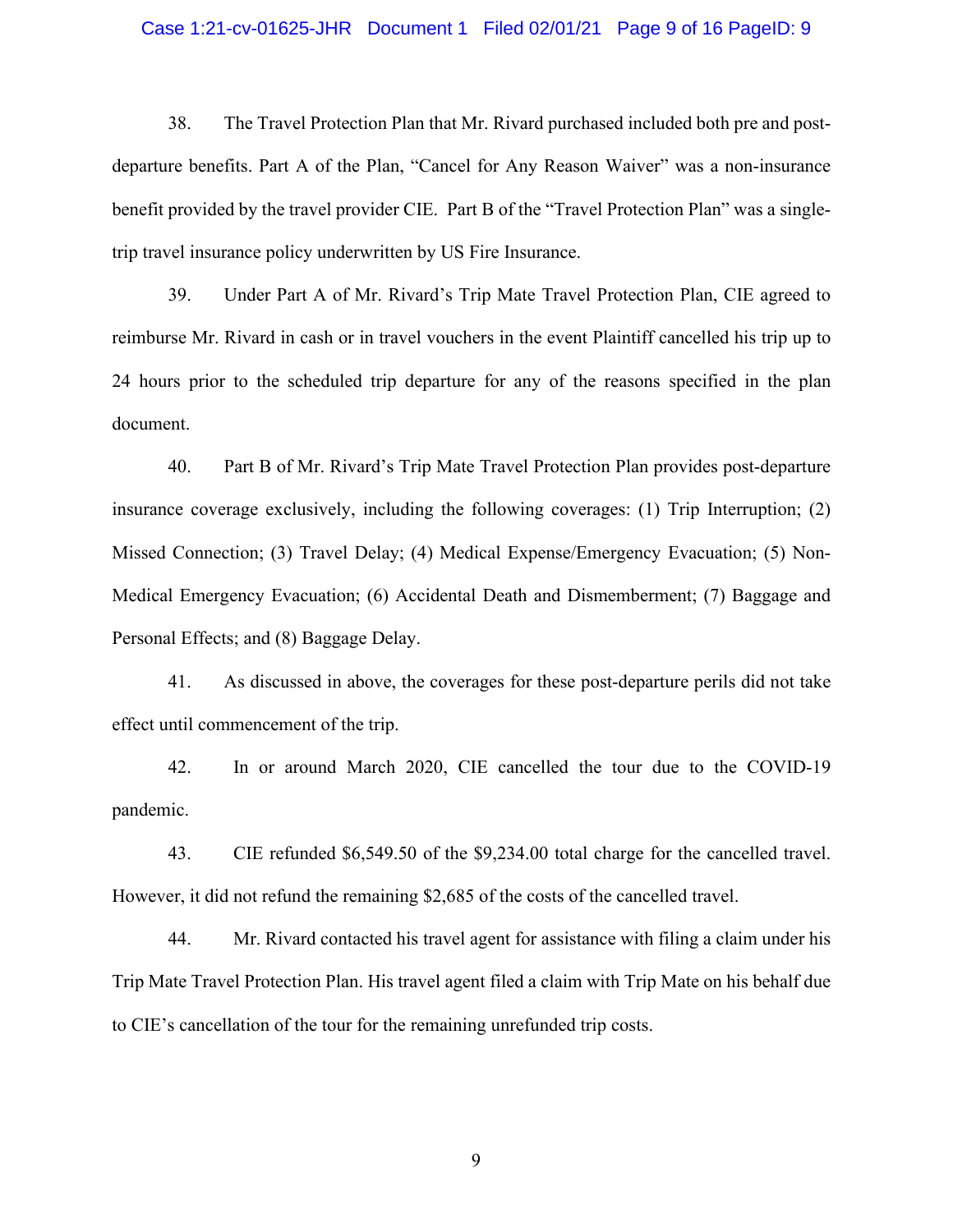38. The Travel Protection Plan that Mr. Rivard purchased included both pre and post-departure benefits. Part A of the Plan, "Cancel for Any Reason Waiver" was a non-insurance benefit provided by the travel provider CIE. Part B of the "Travel Protection Plan" was a single-trip travel insurance policy underwritten by US Fire Insurance.

39. Under Part A of Mr. Rivard's Trip Mate Travel Protection Plan, CIE agreed to reimburse Mr. Rivard in cash or in travel vouchers in the event Plaintiff cancelled his trip up to 24 hours prior to the scheduled trip departure for any of the reasons specified in the plan document.

40. Part B of Mr. Rivard's Trip Mate Travel Protection Plan provides post-departure insurance coverage exclusively, including the following coverages: (1) Trip Interruption; (2) Missed Connection; (3) Travel Delay; (4) Medical Expense/Emergency Evacuation; (5) Non-Medical Emergency Evacuation; (6) Accidental Death and Dismemberment; (7) Baggage and Personal Effects; and (8) Baggage Delay.

41. As discussed in above, the coverages for these post-departure perils did not take effect until commencement of the trip.

42. In or around March 2020, CIE cancelled the tour due to the COVID-19 pandemic.

43. CIE refunded $6,549.50 of the $9,234.00 total charge for the cancelled travel. However, it did not refund the remaining $2,685 of the costs of the cancelled travel.

44. Mr. Rivard contacted his travel agent for assistance with filing a claim under his Trip Mate Travel Protection Plan. His travel agent filed a claim with Trip Mate on his behalf due to CIE's cancellation of the tour for the remaining unrefunded trip costs.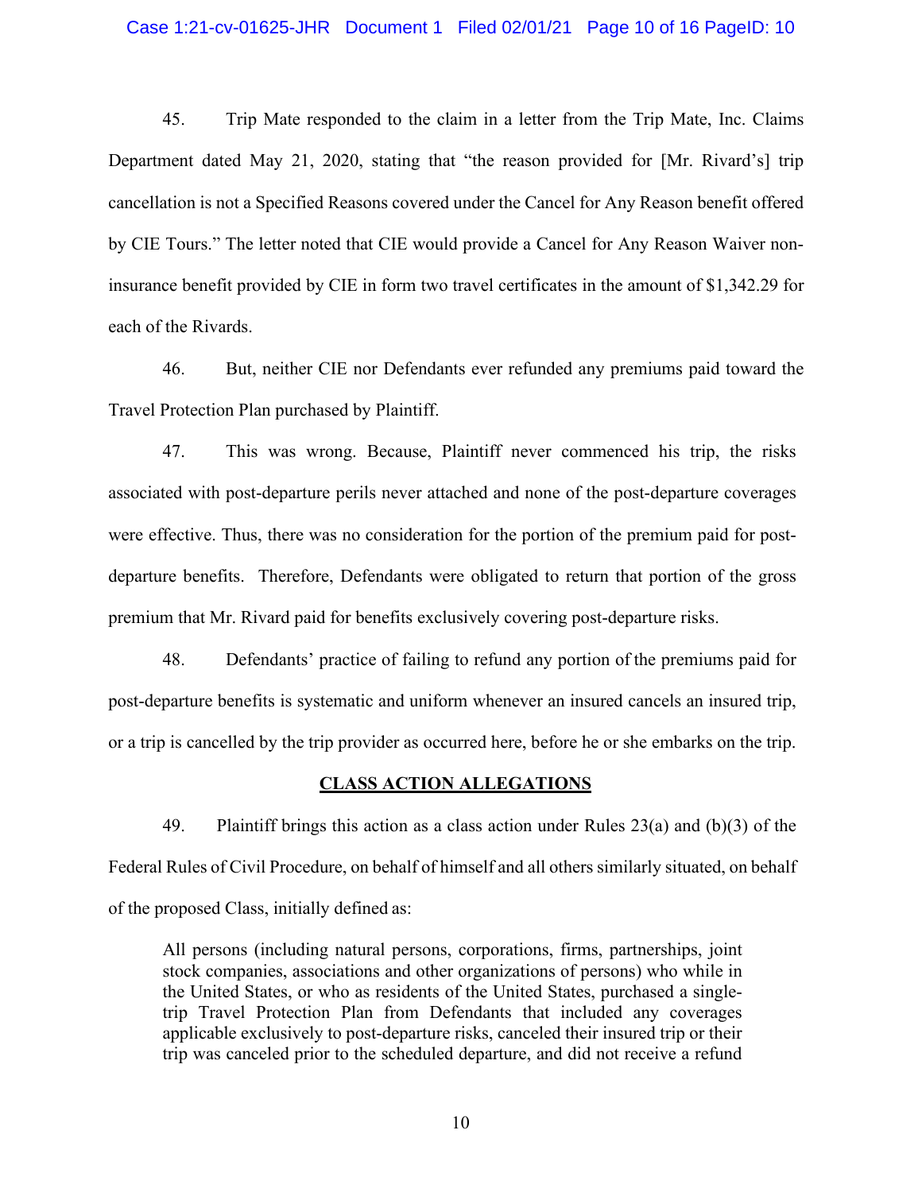45. Trip Mate responded to the claim in a letter from the Trip Mate, Inc. Claims Department dated May 21, 2020, stating that "the reason provided for [Mr. Rivard's] trip cancellation is not a Specified Reasons covered under the Cancel for Any Reason benefit offered by CIE Tours." The letter noted that CIE would provide a Cancel for Any Reason Waiver non-insurance benefit provided by CIE in form two travel certificates in the amount of $1,342.29 for each of the Rivards.

46. But, neither CIE nor Defendants ever refunded any premiums paid toward the Travel Protection Plan purchased by Plaintiff.

47. This was wrong. Because, Plaintiff never commenced his trip, the risks associated with post-departure perils never attached and none of the post-departure coverages were effective. Thus, there was no consideration for the portion of the premium paid for post-departure benefits. Therefore, Defendants were obligated to return that portion of the gross premium that Mr. Rivard paid for benefits exclusively covering post-departure risks.

48. Defendants' practice of failing to refund any portion of the premiums paid for post-departure benefits is systematic and uniform whenever an insured cancels an insured trip, or a trip is cancelled by the trip provider as occurred here, before he or she embarks on the trip.

## CLASS ACTION ALLEGATIONS

49. Plaintiff brings this action as a class action under Rules 23(a) and (b)(3) of the Federal Rules of Civil Procedure, on behalf of himself and all others similarly situated, on behalf of the proposed Class, initially defined as:

> All persons (including natural persons, corporations, firms, partnerships, joint stock companies, associations and other organizations of persons) who while in the United States, or who as residents of the United States, purchased a single-trip Travel Protection Plan from Defendants that included any coverages applicable exclusively to post-departure risks, canceled their insured trip or their trip was canceled prior to the scheduled departure, and did not receive a refund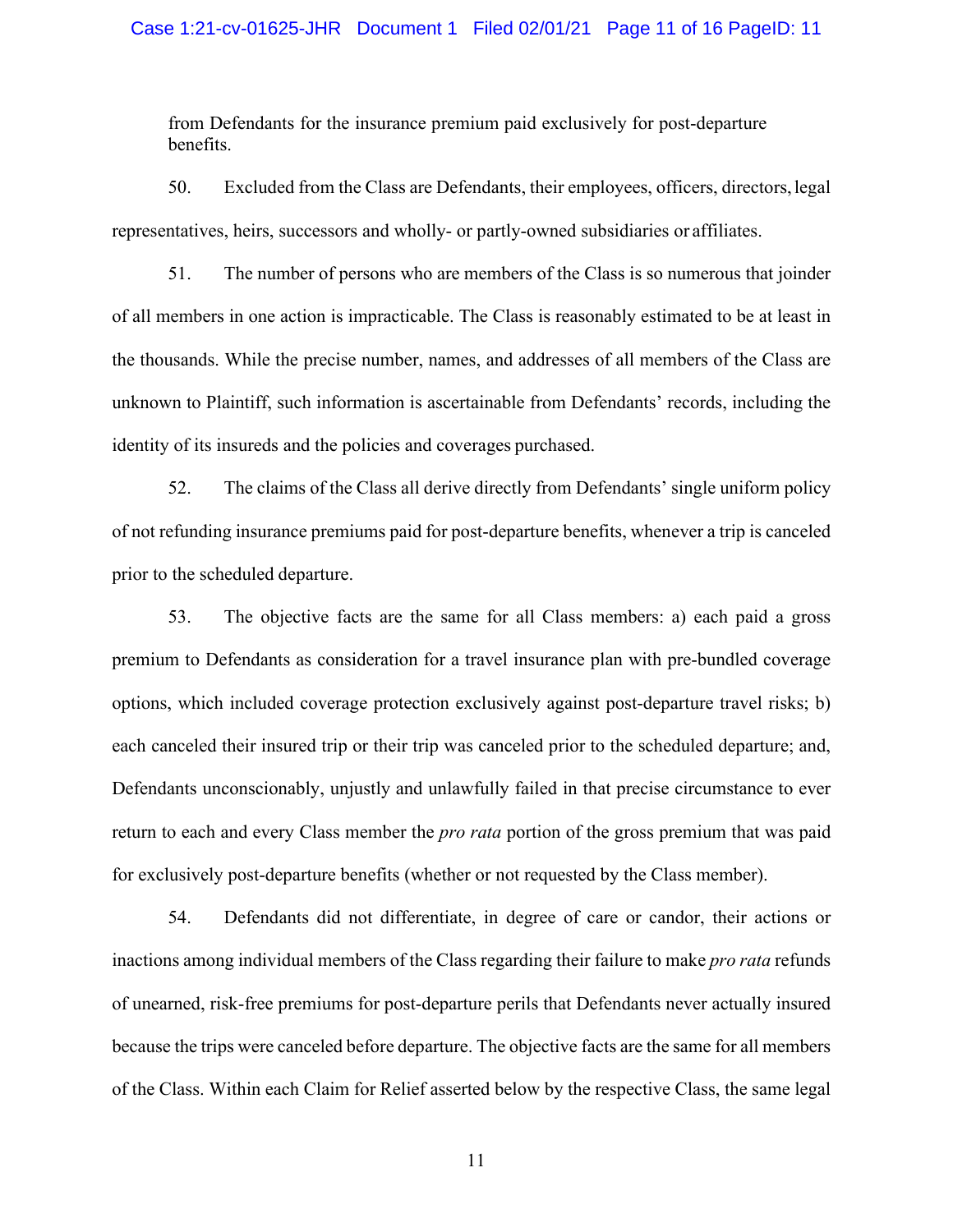from Defendants for the insurance premium paid exclusively for post-departure benefits.

50. Excluded from the Class are Defendants, their employees, officers, directors, legal representatives, heirs, successors and wholly- or partly-owned subsidiaries or affiliates.

51. The number of persons who are members of the Class is so numerous that joinder of all members in one action is impracticable. The Class is reasonably estimated to be at least in the thousands. While the precise number, names, and addresses of all members of the Class are unknown to Plaintiff, such information is ascertainable from Defendants' records, including the identity of its insureds and the policies and coverages purchased.

52. The claims of the Class all derive directly from Defendants' single uniform policy of not refunding insurance premiums paid for post-departure benefits, whenever a trip is canceled prior to the scheduled departure.

53. The objective facts are the same for all Class members: a) each paid a gross premium to Defendants as consideration for a travel insurance plan with pre-bundled coverage options, which included coverage protection exclusively against post-departure travel risks; b) each canceled their insured trip or their trip was canceled prior to the scheduled departure; and, Defendants unconscionably, unjustly and unlawfully failed in that precise circumstance to ever return to each and every Class member the *pro rata* portion of the gross premium that was paid for exclusively post-departure benefits (whether or not requested by the Class member).

54. Defendants did not differentiate, in degree of care or candor, their actions or inactions among individual members of the Class regarding their failure to make *pro rata* refunds of unearned, risk-free premiums for post-departure perils that Defendants never actually insured because the trips were canceled before departure. The objective facts are the same for all members of the Class. Within each Claim for Relief asserted below by the respective Class, the same legal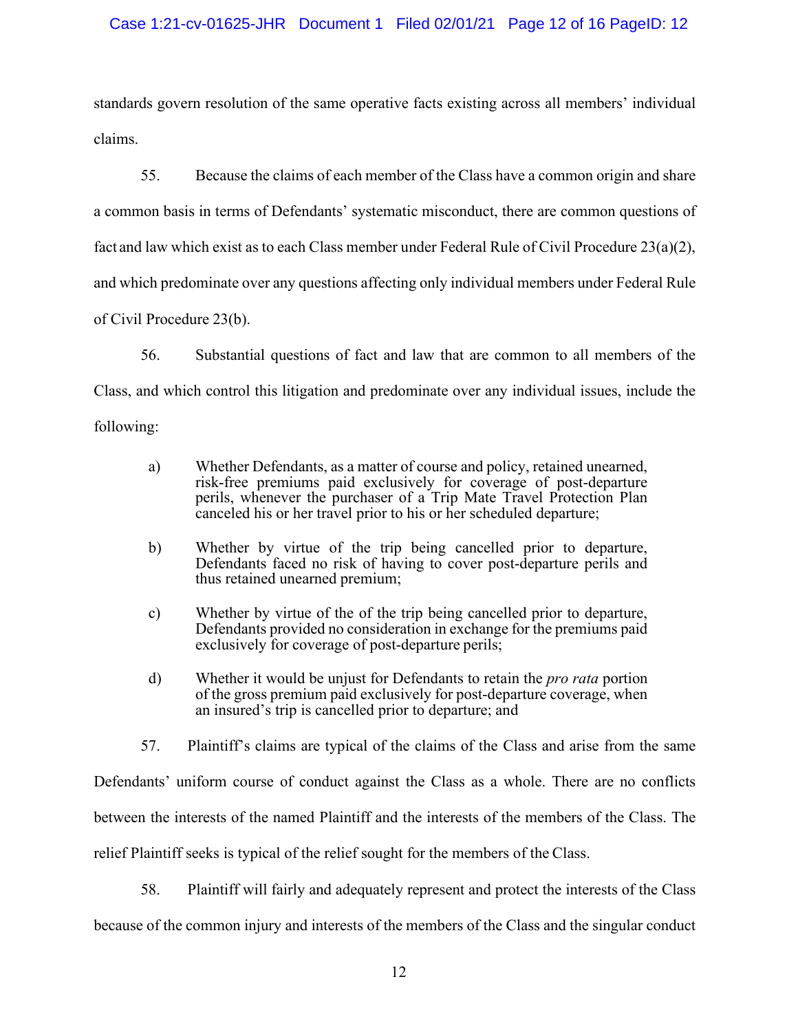standards govern resolution of the same operative facts existing across all members' individual claims.

55. Because the claims of each member of the Class have a common origin and share a common basis in terms of Defendants' systematic misconduct, there are common questions of fact and law which exist as to each Class member under Federal Rule of Civil Procedure 23(a)(2), and which predominate over any questions affecting only individual members under Federal Rule of Civil Procedure 23(b).

56. Substantial questions of fact and law that are common to all members of the Class, and which control this litigation and predominate over any individual issues, include the following:

a) Whether Defendants, as a matter of course and policy, retained unearned, risk-free premiums paid exclusively for coverage of post-departure perils, whenever the purchaser of a Trip Mate Travel Protection Plan canceled his or her travel prior to his or her scheduled departure;

b) Whether by virtue of the trip being cancelled prior to departure, Defendants faced no risk of having to cover post-departure perils and thus retained unearned premium;

c) Whether by virtue of the of the trip being cancelled prior to departure, Defendants provided no consideration in exchange for the premiums paid exclusively for coverage of post-departure perils;

d) Whether it would be unjust for Defendants to retain the *pro rata* portion of the gross premium paid exclusively for post-departure coverage, when an insured's trip is cancelled prior to departure; and

57. Plaintiff's claims are typical of the claims of the Class and arise from the same Defendants' uniform course of conduct against the Class as a whole. There are no conflicts between the interests of the named Plaintiff and the interests of the members of the Class. The relief Plaintiff seeks is typical of the relief sought for the members of the Class.

58. Plaintiff will fairly and adequately represent and protect the interests of the Class because of the common injury and interests of the members of the Class and the singular conduct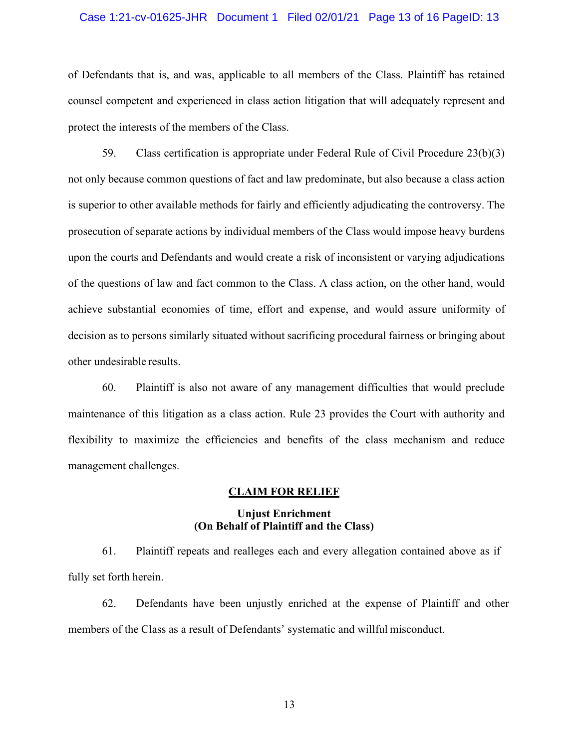of Defendants that is, and was, applicable to all members of the Class. Plaintiff has retained counsel competent and experienced in class action litigation that will adequately represent and protect the interests of the members of the Class.

59. Class certification is appropriate under Federal Rule of Civil Procedure 23(b)(3) not only because common questions of fact and law predominate, but also because a class action is superior to other available methods for fairly and efficiently adjudicating the controversy. The prosecution of separate actions by individual members of the Class would impose heavy burdens upon the courts and Defendants and would create a risk of inconsistent or varying adjudications of the questions of law and fact common to the Class. A class action, on the other hand, would achieve substantial economies of time, effort and expense, and would assure uniformity of decision as to persons similarly situated without sacrificing procedural fairness or bringing about other undesirable results.

60. Plaintiff is also not aware of any management difficulties that would preclude maintenance of this litigation as a class action. Rule 23 provides the Court with authority and flexibility to maximize the efficiencies and benefits of the class mechanism and reduce management challenges.

## CLAIM FOR RELIEF

### Unjust Enrichment (On Behalf of Plaintiff and the Class)

61. Plaintiff repeats and realleges each and every allegation contained above as if fully set forth herein.

62. Defendants have been unjustly enriched at the expense of Plaintiff and other members of the Class as a result of Defendants' systematic and willful misconduct.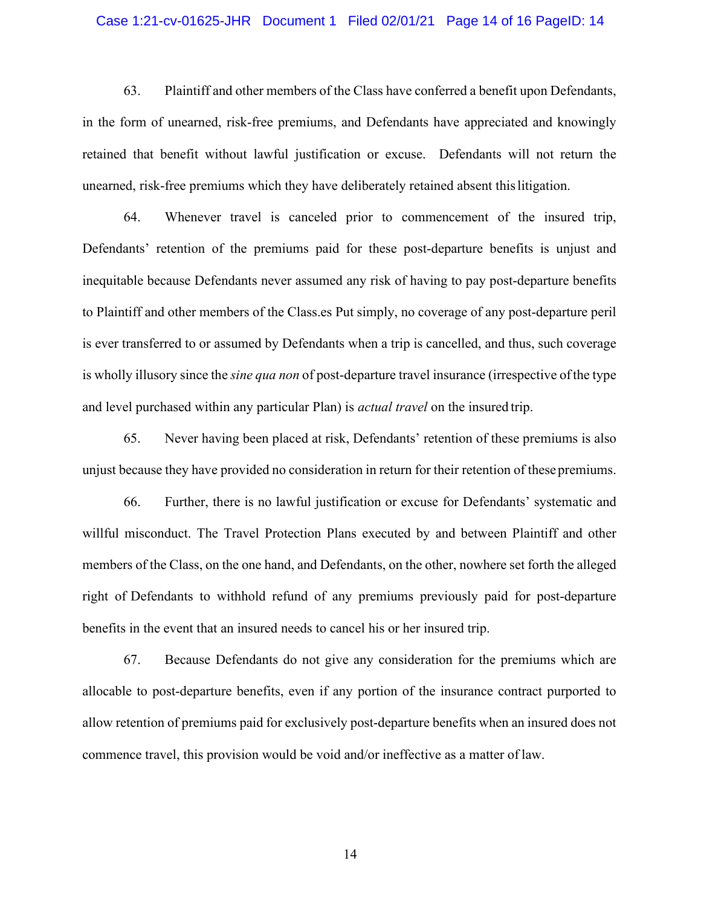63. Plaintiff and other members of the Class have conferred a benefit upon Defendants, in the form of unearned, risk-free premiums, and Defendants have appreciated and knowingly retained that benefit without lawful justification or excuse. Defendants will not return the unearned, risk-free premiums which they have deliberately retained absent this litigation.

64. Whenever travel is canceled prior to commencement of the insured trip, Defendants' retention of the premiums paid for these post-departure benefits is unjust and inequitable because Defendants never assumed any risk of having to pay post-departure benefits to Plaintiff and other members of the Class.es Put simply, no coverage of any post-departure peril is ever transferred to or assumed by Defendants when a trip is cancelled, and thus, such coverage is wholly illusory since the *sine qua non* of post-departure travel insurance (irrespective of the type and level purchased within any particular Plan) is *actual travel* on the insured trip.

65. Never having been placed at risk, Defendants' retention of these premiums is also unjust because they have provided no consideration in return for their retention of these premiums.

66. Further, there is no lawful justification or excuse for Defendants' systematic and willful misconduct. The Travel Protection Plans executed by and between Plaintiff and other members of the Class, on the one hand, and Defendants, on the other, nowhere set forth the alleged right of Defendants to withhold refund of any premiums previously paid for post-departure benefits in the event that an insured needs to cancel his or her insured trip.

67. Because Defendants do not give any consideration for the premiums which are allocable to post-departure benefits, even if any portion of the insurance contract purported to allow retention of premiums paid for exclusively post-departure benefits when an insured does not commence travel, this provision would be void and/or ineffective as a matter of law.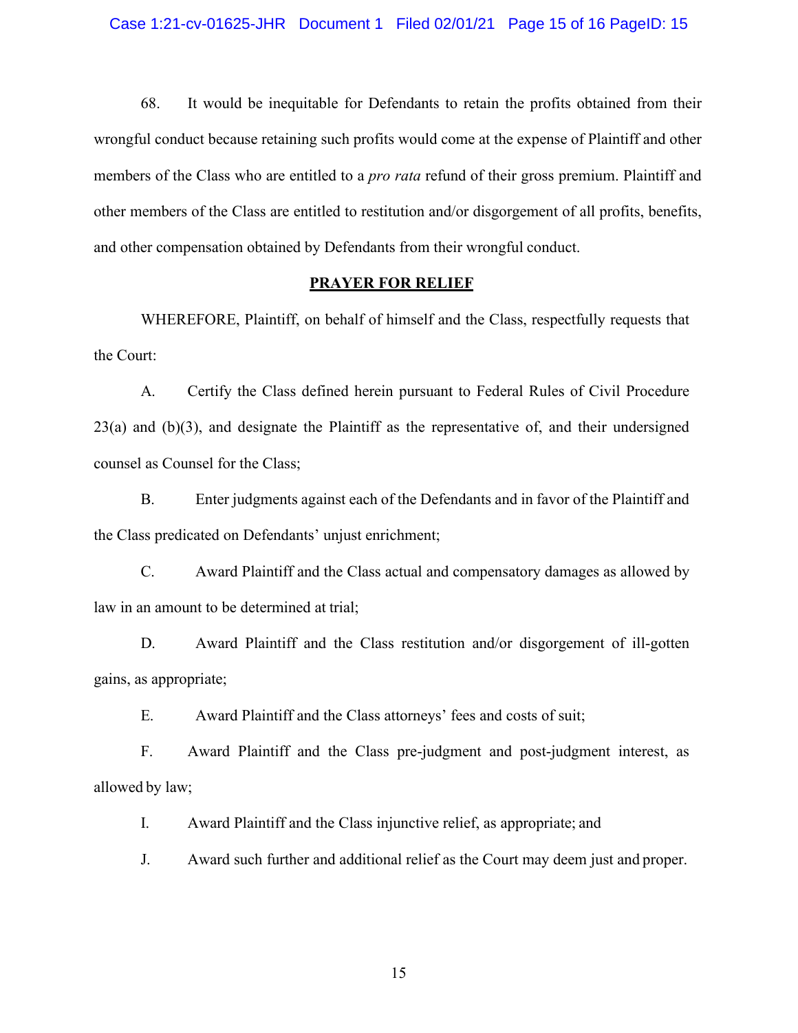68. It would be inequitable for Defendants to retain the profits obtained from their wrongful conduct because retaining such profits would come at the expense of Plaintiff and other members of the Class who are entitled to a *pro rata* refund of their gross premium. Plaintiff and other members of the Class are entitled to restitution and/or disgorgement of all profits, benefits, and other compensation obtained by Defendants from their wrongful conduct.

## **PRAYER FOR RELIEF**

WHEREFORE, Plaintiff, on behalf of himself and the Class, respectfully requests that the Court:

A. Certify the Class defined herein pursuant to Federal Rules of Civil Procedure 23(a) and (b)(3), and designate the Plaintiff as the representative of, and their undersigned counsel as Counsel for the Class;

B. Enter judgments against each of the Defendants and in favor of the Plaintiff and the Class predicated on Defendants' unjust enrichment;

C. Award Plaintiff and the Class actual and compensatory damages as allowed by law in an amount to be determined at trial;

D. Award Plaintiff and the Class restitution and/or disgorgement of ill-gotten gains, as appropriate;

E. Award Plaintiff and the Class attorneys' fees and costs of suit;

F. Award Plaintiff and the Class pre-judgment and post-judgment interest, as allowed by law;

I. Award Plaintiff and the Class injunctive relief, as appropriate; and

J. Award such further and additional relief as the Court may deem just and proper.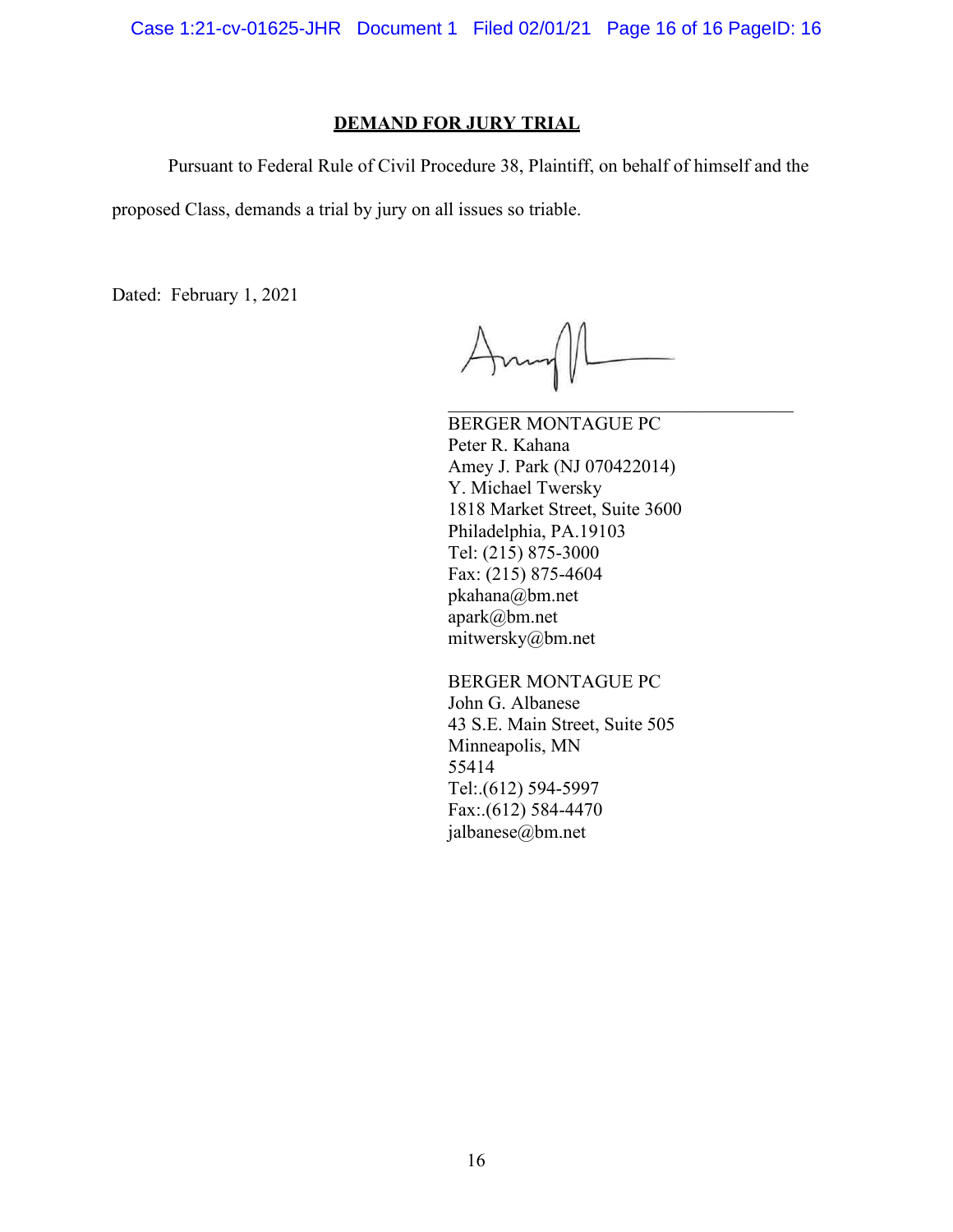## DEMAND FOR JURY TRIAL

Pursuant to Federal Rule of Civil Procedure 38, Plaintiff, on behalf of himself and the proposed Class, demands a trial by jury on all issues so triable.

Dated: February 1, 2021

BERGER MONTAGUE PC
Peter R. Kahana
Amey J. Park (NJ 070422014)
Y. Michael Twersky
1818 Market Street, Suite 3600
Philadelphia, PA.19103
Tel: (215) 875-3000
Fax: (215) 875-4604
pkahana@bm.net
apark@bm.net
mitwersky@bm.net

BERGER MONTAGUE PC
John G. Albanese
43 S.E. Main Street, Suite 505
Minneapolis, MN
55414
Tel:.(612) 594-5997
Fax:.(612) 584-4470
jalbanese@bm.net